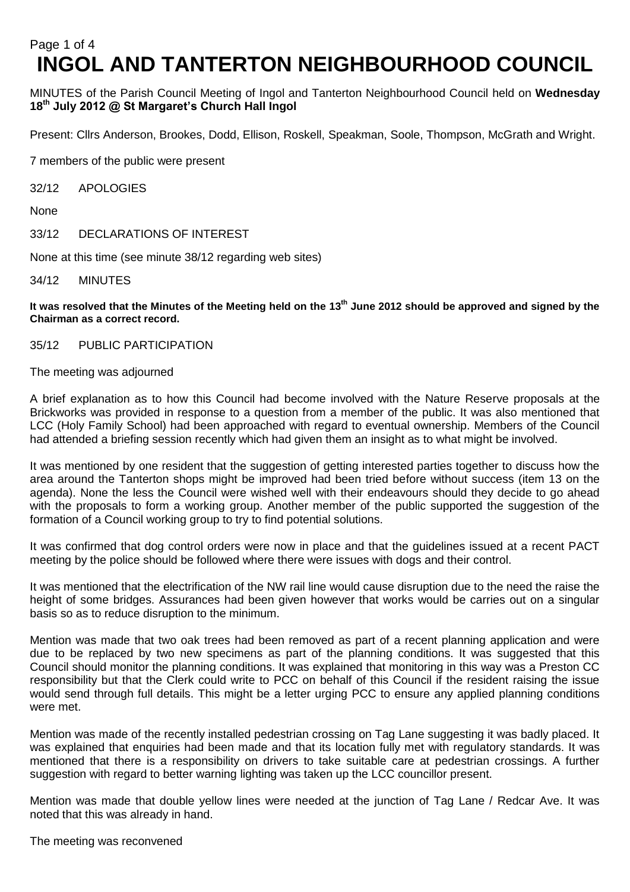# INGOL AND TANTERTON NEIGHBOURHOOD COUNCIL

MINUTES of the Parish Council Meeting of Ingol and Tanterton Neighbourhood Council held on **Wednesday 18th July 2012 @ St Margaret's Church Hall Ingol**

Present: Cllrs Anderson, Brookes, Dodd, Ellison, Roskell, Speakman, Soole, Thompson, McGrath and Wright.

7 members of the public were present

32/12 APOLOGIES

None

33/12 DECLARATIONS OF INTEREST

None at this time (see minute 38/12 regarding web sites)

34/12 MINUTES

**It was resolved that the Minutes of the Meeting held on the 13th June 2012 should be approved and signed by the Chairman as a correct record.**

35/12 PUBLIC PARTICIPATION

The meeting was adjourned

A brief explanation as to how this Council had become involved with the Nature Reserve proposals at the Brickworks was provided in response to a question from a member of the public. It was also mentioned that LCC (Holy Family School) had been approached with regard to eventual ownership. Members of the Council had attended a briefing session recently which had given them an insight as to what might be involved.

It was mentioned by one resident that the suggestion of getting interested parties together to discuss how the area around the Tanterton shops might be improved had been tried before without success (item 13 on the agenda). None the less the Council were wished well with their endeavours should they decide to go ahead with the proposals to form a working group. Another member of the public supported the suggestion of the formation of a Council working group to try to find potential solutions.

It was confirmed that dog control orders were now in place and that the guidelines issued at a recent PACT meeting by the police should be followed where there were issues with dogs and their control.

It was mentioned that the electrification of the NW rail line would cause disruption due to the need the raise the height of some bridges. Assurances had been given however that works would be carries out on a singular basis so as to reduce disruption to the minimum.

Mention was made that two oak trees had been removed as part of a recent planning application and were due to be replaced by two new specimens as part of the planning conditions. It was suggested that this Council should monitor the planning conditions. It was explained that monitoring in this way was a Preston CC responsibility but that the Clerk could write to PCC on behalf of this Council if the resident raising the issue would send through full details. This might be a letter urging PCC to ensure any applied planning conditions were met.

Mention was made of the recently installed pedestrian crossing on Tag Lane suggesting it was badly placed. It was explained that enquiries had been made and that its location fully met with regulatory standards. It was mentioned that there is a responsibility on drivers to take suitable care at pedestrian crossings. A further suggestion with regard to better warning lighting was taken up the LCC councillor present.

Mention was made that double yellow lines were needed at the junction of Tag Lane / Redcar Ave. It was noted that this was already in hand.

The meeting was reconvened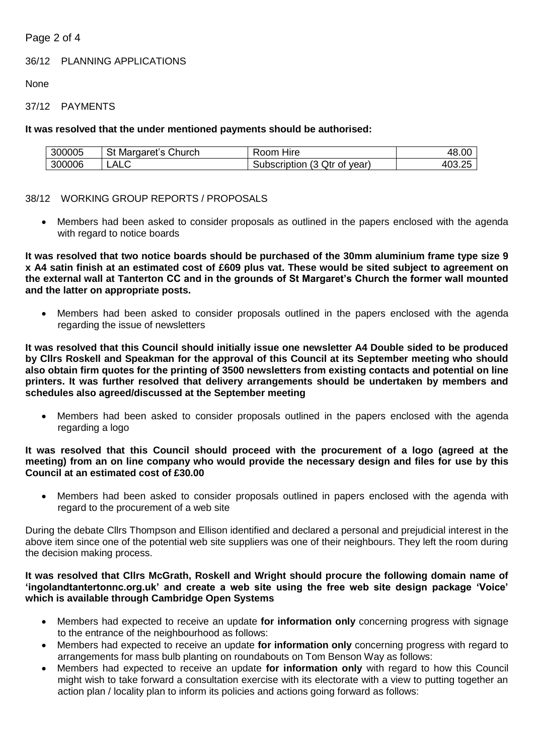## 36/12 PLANNING APPLICATIONS

None

## 37/12 PAYMENTS

**It was resolved that the under mentioned payments should be authorised:**

| | | | |
|---|---|---|---|
| 300005 | St Margaret's Church | Room Hire | 48.00 |
| 300006 | LALC | Subscription (3 Qtr of year) | 403.25 |

## 38/12 WORKING GROUP REPORTS / PROPOSALS

- Members had been asked to consider proposals as outlined in the papers enclosed with the agenda with regard to notice boards

**It was resolved that two notice boards should be purchased of the 30mm aluminium frame type size 9 x A4 satin finish at an estimated cost of £609 plus vat. These would be sited subject to agreement on the external wall at Tanterton CC and in the grounds of St Margaret's Church the former wall mounted and the latter on appropriate posts.**

- Members had been asked to consider proposals outlined in the papers enclosed with the agenda regarding the issue of newsletters

**It was resolved that this Council should initially issue one newsletter A4 Double sided to be produced by Cllrs Roskell and Speakman for the approval of this Council at its September meeting who should also obtain firm quotes for the printing of 3500 newsletters from existing contacts and potential on line printers. It was further resolved that delivery arrangements should be undertaken by members and schedules also agreed/discussed at the September meeting**

- Members had been asked to consider proposals outlined in the papers enclosed with the agenda regarding a logo

**It was resolved that this Council should proceed with the procurement of a logo (agreed at the meeting) from an on line company who would provide the necessary design and files for use by this Council at an estimated cost of £30.00**

- Members had been asked to consider proposals outlined in papers enclosed with the agenda with regard to the procurement of a web site

During the debate Cllrs Thompson and Ellison identified and declared a personal and prejudicial interest in the above item since one of the potential web site suppliers was one of their neighbours. They left the room during the decision making process.

**It was resolved that Cllrs McGrath, Roskell and Wright should procure the following domain name of 'ingolandtantertonnc.org.uk' and create a web site using the free web site design package 'Voice' which is available through Cambridge Open Systems**

- Members had expected to receive an update **for information only** concerning progress with signage to the entrance of the neighbourhood as follows:
- Members had expected to receive an update **for information only** concerning progress with regard to arrangements for mass bulb planting on roundabouts on Tom Benson Way as follows:
- Members had expected to receive an update **for information only** with regard to how this Council might wish to take forward a consultation exercise with its electorate with a view to putting together an action plan / locality plan to inform its policies and actions going forward as follows: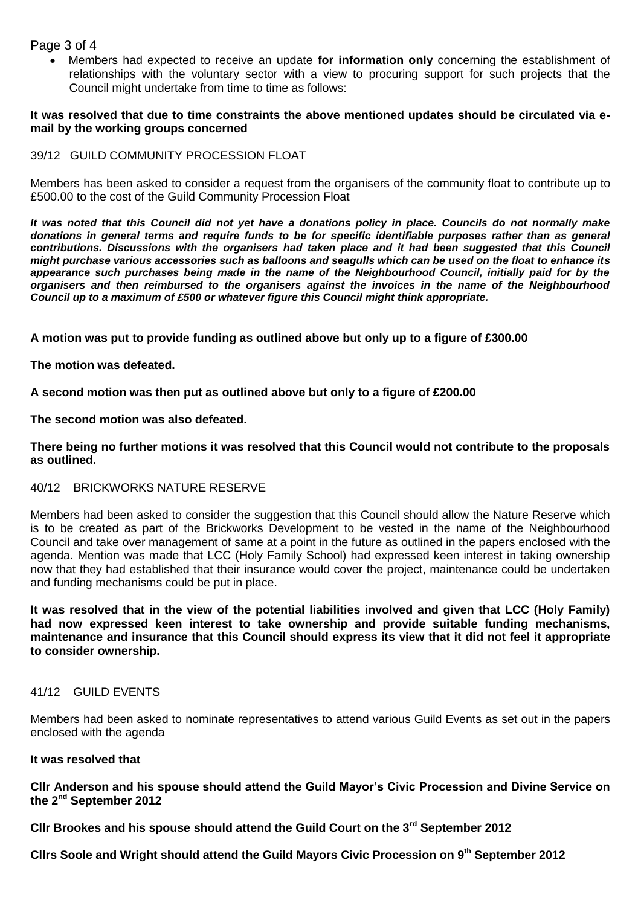- Members had expected to receive an update **for information only** concerning the establishment of relationships with the voluntary sector with a view to procuring support for such projects that the Council might undertake from time to time as follows:

**It was resolved that due to time constraints the above mentioned updates should be circulated via e-mail by the working groups concerned**

39/12 GUILD COMMUNITY PROCESSION FLOAT

Members has been asked to consider a request from the organisers of the community float to contribute up to £500.00 to the cost of the Guild Community Procession Float

***It was noted that this Council did not yet have a donations policy in place. Councils do not normally make donations in general terms and require funds to be for specific identifiable purposes rather than as general contributions. Discussions with the organisers had taken place and it had been suggested that this Council might purchase various accessories such as balloons and seagulls which can be used on the float to enhance its appearance such purchases being made in the name of the Neighbourhood Council, initially paid for by the organisers and then reimbursed to the organisers against the invoices in the name of the Neighbourhood Council up to a maximum of £500 or whatever figure this Council might think appropriate.***

**A motion was put to provide funding as outlined above but only up to a figure of £300.00**

**The motion was defeated.**

**A second motion was then put as outlined above but only to a figure of £200.00**

**The second motion was also defeated.**

**There being no further motions it was resolved that this Council would not contribute to the proposals as outlined.**

40/12 BRICKWORKS NATURE RESERVE

Members had been asked to consider the suggestion that this Council should allow the Nature Reserve which is to be created as part of the Brickworks Development to be vested in the name of the Neighbourhood Council and take over management of same at a point in the future as outlined in the papers enclosed with the agenda. Mention was made that LCC (Holy Family School) had expressed keen interest in taking ownership now that they had established that their insurance would cover the project, maintenance could be undertaken and funding mechanisms could be put in place.

**It was resolved that in the view of the potential liabilities involved and given that LCC (Holy Family) had now expressed keen interest to take ownership and provide suitable funding mechanisms, maintenance and insurance that this Council should express its view that it did not feel it appropriate to consider ownership.**

41/12 GUILD EVENTS

Members had been asked to nominate representatives to attend various Guild Events as set out in the papers enclosed with the agenda

**It was resolved that**

**Cllr Anderson and his spouse should attend the Guild Mayor's Civic Procession and Divine Service on the 2nd September 2012**

**Cllr Brookes and his spouse should attend the Guild Court on the 3rd September 2012**

**Cllrs Soole and Wright should attend the Guild Mayors Civic Procession on 9th September 2012**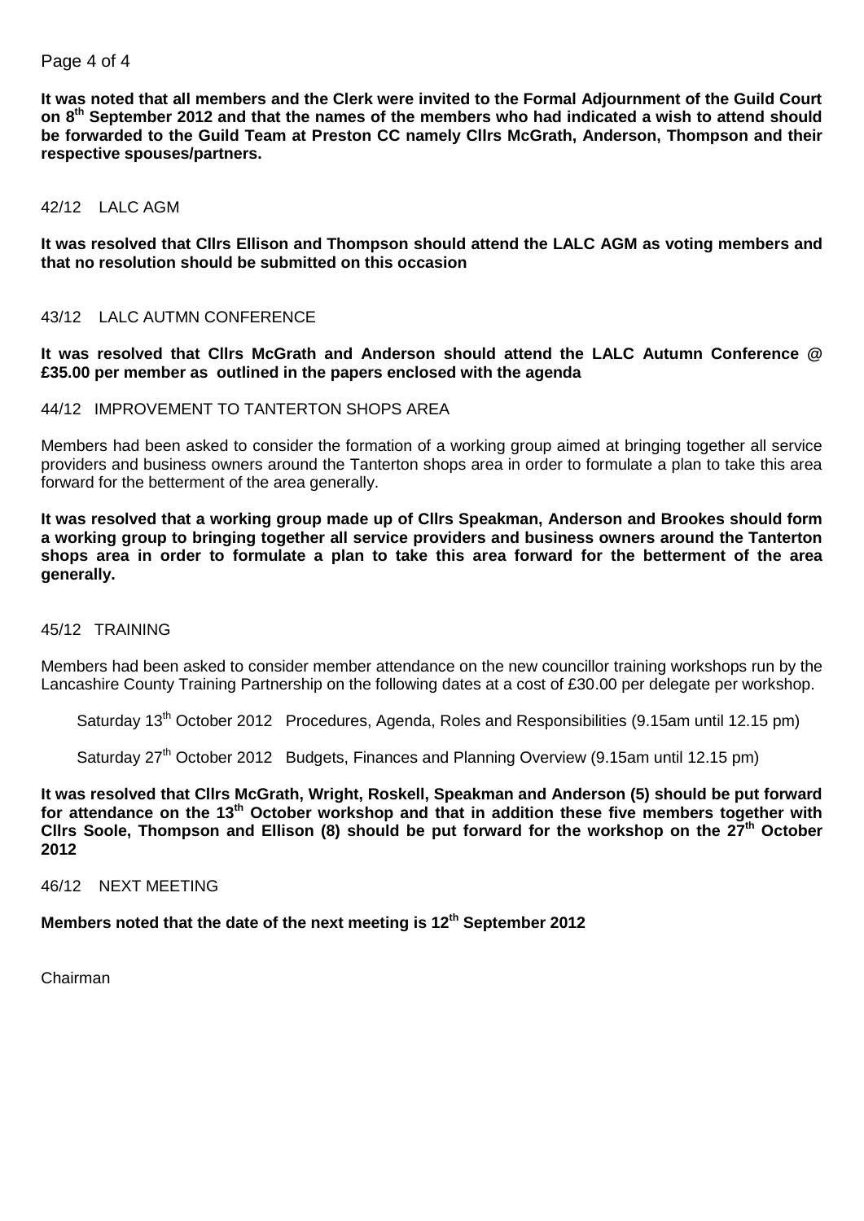**It was noted that all members and the Clerk were invited to the Formal Adjournment of the Guild Court on 8th September 2012 and that the names of the members who had indicated a wish to attend should be forwarded to the Guild Team at Preston CC namely Cllrs McGrath, Anderson, Thompson and their respective spouses/partners.**

42/12 LALC AGM

**It was resolved that Cllrs Ellison and Thompson should attend the LALC AGM as voting members and that no resolution should be submitted on this occasion**

43/12 LALC AUTMN CONFERENCE

**It was resolved that Cllrs McGrath and Anderson should attend the LALC Autumn Conference @ £35.00 per member as outlined in the papers enclosed with the agenda**

44/12 IMPROVEMENT TO TANTERTON SHOPS AREA

Members had been asked to consider the formation of a working group aimed at bringing together all service providers and business owners around the Tanterton shops area in order to formulate a plan to take this area forward for the betterment of the area generally.

**It was resolved that a working group made up of Cllrs Speakman, Anderson and Brookes should form a working group to bringing together all service providers and business owners around the Tanterton shops area in order to formulate a plan to take this area forward for the betterment of the area generally.**

45/12 TRAINING

Members had been asked to consider member attendance on the new councillor training workshops run by the Lancashire County Training Partnership on the following dates at a cost of £30.00 per delegate per workshop.

Saturday 13th October 2012 Procedures, Agenda, Roles and Responsibilities (9.15am until 12.15 pm)

Saturday 27th October 2012 Budgets, Finances and Planning Overview (9.15am until 12.15 pm)

**It was resolved that Cllrs McGrath, Wright, Roskell, Speakman and Anderson (5) should be put forward for attendance on the 13th October workshop and that in addition these five members together with Cllrs Soole, Thompson and Ellison (8) should be put forward for the workshop on the 27th October 2012**

46/12 NEXT MEETING

**Members noted that the date of the next meeting is 12th September 2012**

Chairman